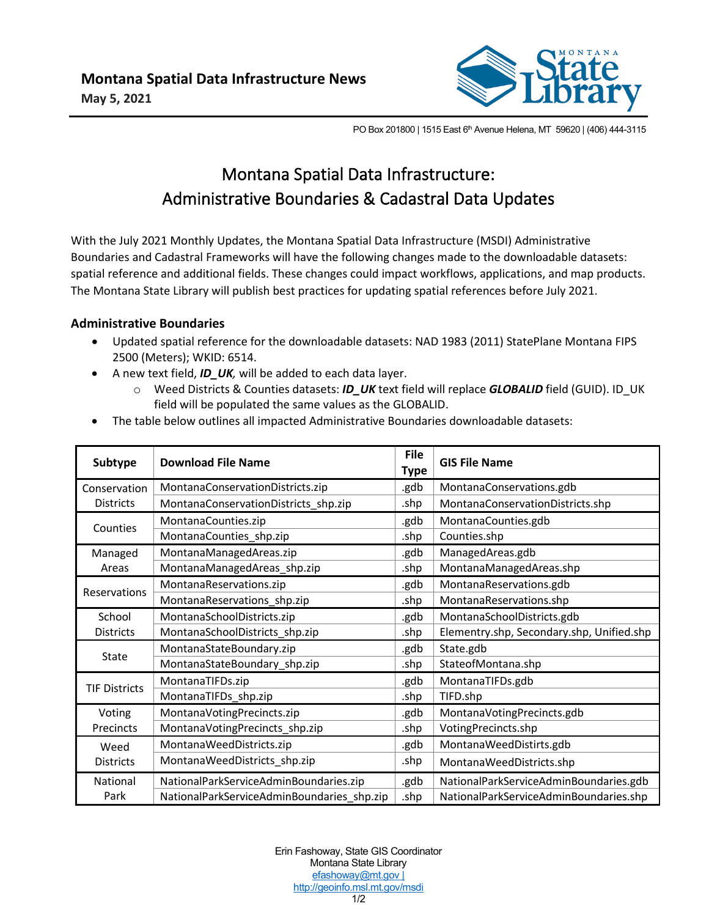**Montana Spatial Data Infrastructure News**
**May 5, 2021**

PO Box 201800 | 1515 East 6th Avenue Helena, MT 59620 | (406) 444-3115

# Montana Spatial Data Infrastructure: Administrative Boundaries & Cadastral Data Updates

With the July 2021 Monthly Updates, the Montana Spatial Data Infrastructure (MSDI) Administrative Boundaries and Cadastral Frameworks will have the following changes made to the downloadable datasets: spatial reference and additional fields. These changes could impact workflows, applications, and map products. The Montana State Library will publish best practices for updating spatial references before July 2021.

### Administrative Boundaries

- Updated spatial reference for the downloadable datasets: NAD 1983 (2011) StatePlane Montana FIPS 2500 (Meters); WKID: 6514.
- A new text field, ***ID_UK,*** will be added to each data layer.
  - Weed Districts & Counties datasets: ***ID_UK*** text field will replace ***GLOBALID*** field (GUID). ID_UK field will be populated the same values as the GLOBALID.
- The table below outlines all impacted Administrative Boundaries downloadable datasets:

| Subtype | Download File Name | File Type | GIS File Name |
|---|---|---|---|
| Conservation Districts | MontanaConservationDistricts.zip | .gdb | MontanaConservations.gdb |
| | MontanaConservationDistricts_shp.zip | .shp | MontanaConservationDistricts.shp |
| Counties | MontanaCounties.zip | .gdb | MontanaCounties.gdb |
| | MontanaCounties_shp.zip | .shp | Counties.shp |
| Managed Areas | MontanaManagedAreas.zip | .gdb | ManagedAreas.gdb |
| | MontanaManagedAreas_shp.zip | .shp | MontanaManagedAreas.shp |
| Reservations | MontanaReservations.zip | .gdb | MontanaReservations.gdb |
| | MontanaReservations_shp.zip | .shp | MontanaReservations.shp |
| School Districts | MontanaSchoolDistricts.zip | .gdb | MontanaSchoolDistricts.gdb |
| | MontanaSchoolDistricts_shp.zip | .shp | Elementry.shp, Secondary.shp, Unified.shp |
| State | MontanaStateBoundary.zip | .gdb | State.gdb |
| | MontanaStateBoundary_shp.zip | .shp | StateofMontana.shp |
| TIF Districts | MontanaTIFDs.zip | .gdb | MontanaTIFDs.gdb |
| | MontanaTIFDs_shp.zip | .shp | TIFD.shp |
| Voting Precincts | MontanaVotingPrecincts.zip | .gdb | MontanaVotingPrecincts.gdb |
| | MontanaVotingPrecincts_shp.zip | .shp | VotingPrecincts.shp |
| Weed Districts | MontanaWeedDistricts.zip | .gdb | MontanaWeedDistirts.gdb |
| | MontanaWeedDistricts_shp.zip | .shp | MontanaWeedDistricts.shp |
| National Park | NationalParkServiceAdminBoundaries.zip | .gdb | NationalParkServiceAdminBoundaries.gdb |
| | NationalParkServiceAdminBoundaries_shp.zip | .shp | NationalParkServiceAdminBoundaries.shp |

Erin Fashoway, State GIS Coordinator
Montana State Library
efashoway@mt.gov |
http://geoinfo.msl.mt.gov/msdi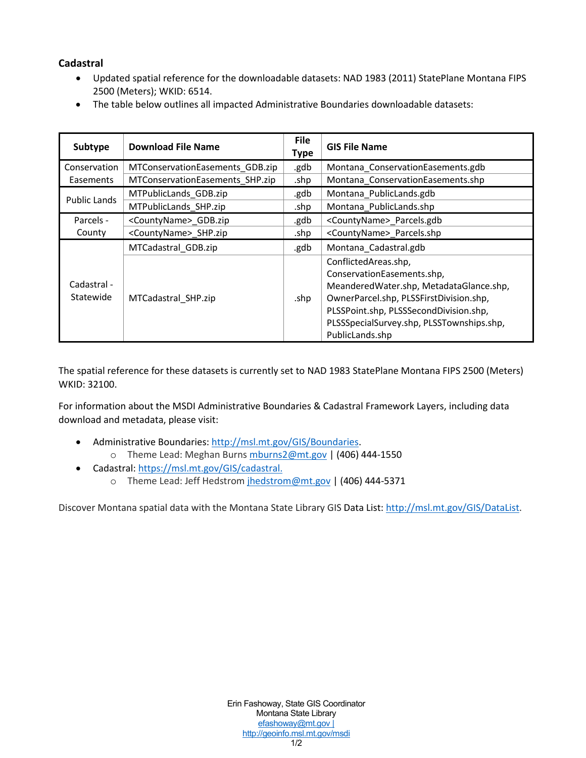**Cadastral**

- Updated spatial reference for the downloadable datasets: NAD 1983 (2011) StatePlane Montana FIPS 2500 (Meters); WKID: 6514.
- The table below outlines all impacted Administrative Boundaries downloadable datasets:

| Subtype | Download File Name | File Type | GIS File Name |
|---|---|---|---|
| Conservation Easements | MTConservationEasements_GDB.zip | .gdb | Montana_ConservationEasements.gdb |
| | MTConservationEasements_SHP.zip | .shp | Montana_ConservationEasements.shp |
| Public Lands | MTPublicLands_GDB.zip | .gdb | Montana_PublicLands.gdb |
| | MTPublicLands_SHP.zip | .shp | Montana_PublicLands.shp |
| Parcels - County | <CountyName>_GDB.zip | .gdb | <CountyName>_Parcels.gdb |
| | <CountyName>_SHP.zip | .shp | <CountyName>_Parcels.shp |
| Cadastral - Statewide | MTCadastral_GDB.zip | .gdb | Montana_Cadastral.gdb |
| | MTCadastral_SHP.zip | .shp | ConflictedAreas.shp, ConservationEasements.shp, MeanderedWater.shp, MetadataGlance.shp, OwnerParcel.shp, PLSSFirstDivision.shp, PLSSPoint.shp, PLSSSecondDivision.shp, PLSSSpecialSurvey.shp, PLSSTownships.shp, PublicLands.shp |

The spatial reference for these datasets is currently set to NAD 1983 StatePlane Montana FIPS 2500 (Meters) WKID: 32100.

For information about the MSDI Administrative Boundaries & Cadastral Framework Layers, including data download and metadata, please visit:

- Administrative Boundaries: http://msl.mt.gov/GIS/Boundaries.
  - Theme Lead: Meghan Burns mburns2@mt.gov | (406) 444-1550
- Cadastral: https://msl.mt.gov/GIS/cadastral.
  - Theme Lead: Jeff Hedstrom jhedstrom@mt.gov | (406) 444-5371

Discover Montana spatial data with the Montana State Library GIS Data List: http://msl.mt.gov/GIS/DataList.

Erin Fashoway, State GIS Coordinator
Montana State Library
efashoway@mt.gov |
http://geoinfo.msl.mt.gov/msdi